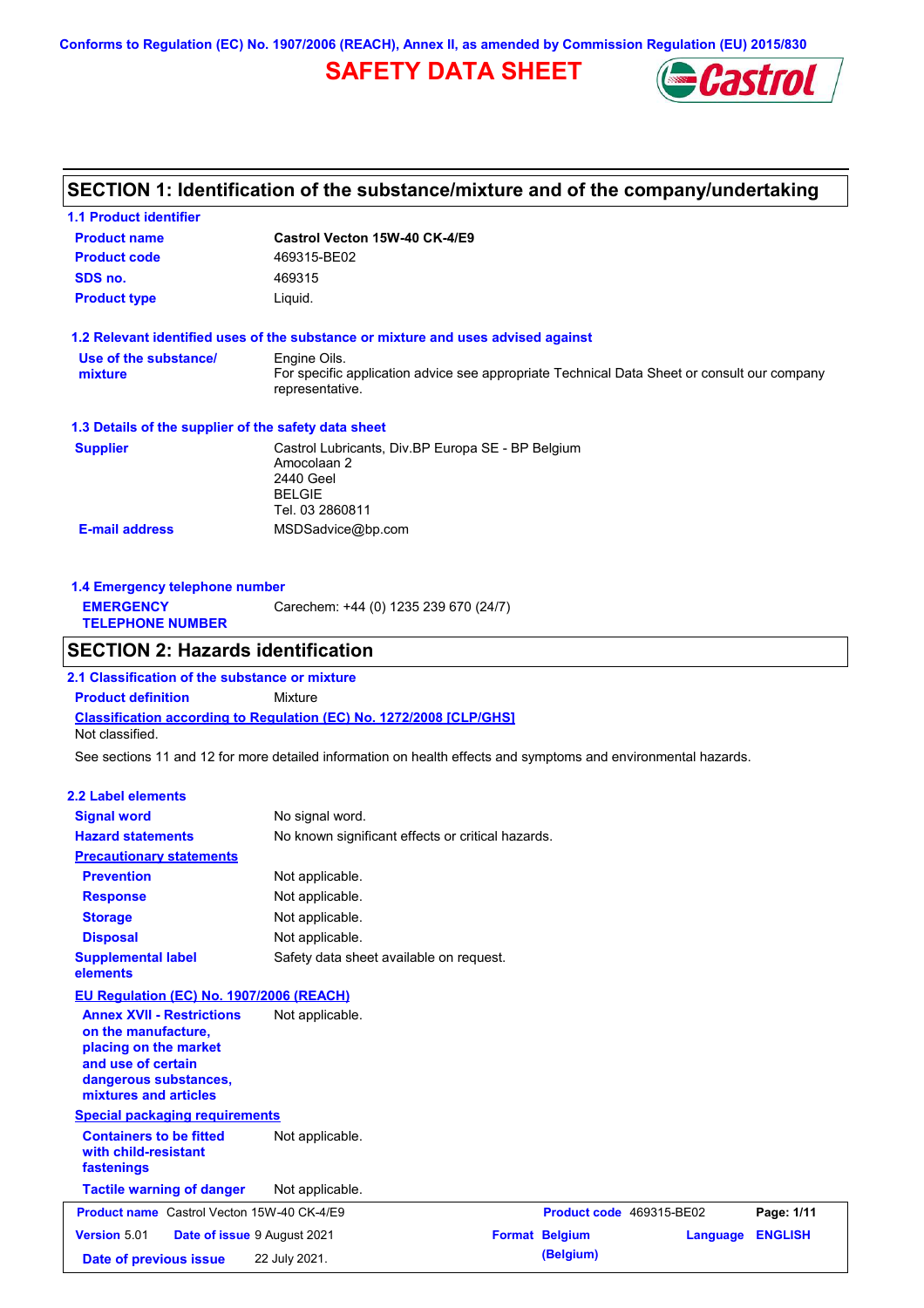Conforms to Regulation (EC) No. 1907/2006 (REACH), Annex II, as amended by Commission Regulation (EU) 2015/830

# SAFETY DATA SHEET

## SECTION 1: Identification of the substance/mixture and of the company/undertaking

### 1.1 Product identifier

| | |
|---|---|
| **Product name** | **Castrol Vecton 15W-40 CK-4/E9** |
| **Product code** | 469315-BE02 |
| **SDS no.** | 469315 |
| **Product type** | Liquid. |

### 1.2 Relevant identified uses of the substance or mixture and uses advised against

| | |
|---|---|
| **Use of the substance/ mixture** | Engine Oils.<br>For specific application advice see appropriate Technical Data Sheet or consult our company representative. |

### 1.3 Details of the supplier of the safety data sheet

| | |
|---|---|
| **Supplier** | Castrol Lubricants, Div.BP Europa SE - BP Belgium<br>Amocolaan 2<br>2440 Geel<br>BELGIE<br>Tel. 03 2860811 |
| **E-mail address** | MSDSadvice@bp.com |

### 1.4 Emergency telephone number

| | |
|---|---|
| **EMERGENCY TELEPHONE NUMBER** | Carechem: +44 (0) 1235 239 670 (24/7) |

## SECTION 2: Hazards identification

### 2.1 Classification of the substance or mixture

| | |
|---|---|
| **Product definition** | Mixture |

**Classification according to Regulation (EC) No. 1272/2008 [CLP/GHS]**

Not classified.

See sections 11 and 12 for more detailed information on health effects and symptoms and environmental hazards.

### 2.2 Label elements

| | |
|---|---|
| **Signal word** | No signal word. |
| **Hazard statements** | No known significant effects or critical hazards. |
| **Precautionary statements** | |
| **Prevention** | Not applicable. |
| **Response** | Not applicable. |
| **Storage** | Not applicable. |
| **Disposal** | Not applicable. |
| **Supplemental label elements** | Safety data sheet available on request. |

**EU Regulation (EC) No. 1907/2006 (REACH)**

| | |
|---|---|
| **Annex XVII - Restrictions on the manufacture, placing on the market and use of certain dangerous substances, mixtures and articles** | Not applicable. |

**Special packaging requirements**

| | |
|---|---|
| **Containers to be fitted with child-resistant fastenings** | Not applicable. |
| **Tactile warning of danger** | Not applicable. |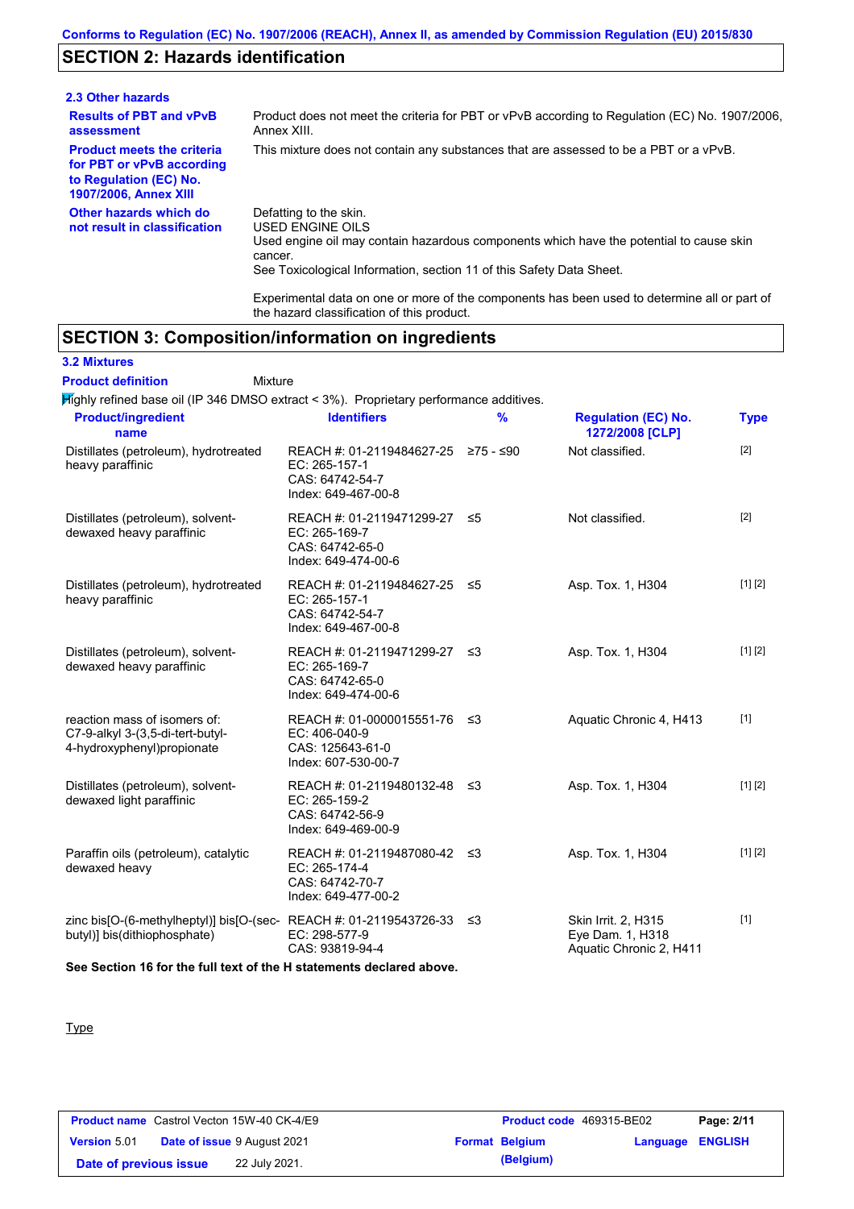## SECTION 2: Hazards identification

### 2.3 Other hazards

**Results of PBT and vPvB assessment** Product does not meet the criteria for PBT or vPvB according to Regulation (EC) No. 1907/2006, Annex XIII.

**Product meets the criteria for PBT or vPvB according to Regulation (EC) No. 1907/2006, Annex XIII** This mixture does not contain any substances that are assessed to be a PBT or a vPvB.

**Other hazards which do not result in classification** Defatting to the skin.
USED ENGINE OILS
Used engine oil may contain hazardous components which have the potential to cause skin cancer.
See Toxicological Information, section 11 of this Safety Data Sheet.

Experimental data on one or more of the components has been used to determine all or part of the hazard classification of this product.

## SECTION 3: Composition/information on ingredients

### 3.2 Mixtures

**Product definition** Mixture

Highly refined base oil (IP 346 DMSO extract < 3%). Proprietary performance additives.

| Product/ingredient name | Identifiers | % | Regulation (EC) No. 1272/2008 [CLP] | Type |
|---|---|---|---|---|
| Distillates (petroleum), hydrotreated heavy paraffinic | REACH #: 01-2119484627-25<br>EC: 265-157-1<br>CAS: 64742-54-7<br>Index: 649-467-00-8 | ≥75 - ≤90 | Not classified. | [2] |
| Distillates (petroleum), solvent-dewaxed heavy paraffinic | REACH #: 01-2119471299-27<br>EC: 265-169-7<br>CAS: 64742-65-0<br>Index: 649-474-00-6 | ≤5 | Not classified. | [2] |
| Distillates (petroleum), hydrotreated heavy paraffinic | REACH #: 01-2119484627-25<br>EC: 265-157-1<br>CAS: 64742-54-7<br>Index: 649-467-00-8 | ≤5 | Asp. Tox. 1, H304 | [1] [2] |
| Distillates (petroleum), solvent-dewaxed heavy paraffinic | REACH #: 01-2119471299-27<br>EC: 265-169-7<br>CAS: 64742-65-0<br>Index: 649-474-00-6 | ≤3 | Asp. Tox. 1, H304 | [1] [2] |
| reaction mass of isomers of: C7-9-alkyl 3-(3,5-di-tert-butyl-4-hydroxyphenyl)propionate | REACH #: 01-0000015551-76<br>EC: 406-040-9<br>CAS: 125643-61-0<br>Index: 607-530-00-7 | ≤3 | Aquatic Chronic 4, H413 | [1] |
| Distillates (petroleum), solvent-dewaxed light paraffinic | REACH #: 01-2119480132-48<br>EC: 265-159-2<br>CAS: 64742-56-9<br>Index: 649-469-00-9 | ≤3 | Asp. Tox. 1, H304 | [1] [2] |
| Paraffin oils (petroleum), catalytic dewaxed heavy | REACH #: 01-2119487080-42<br>EC: 265-174-4<br>CAS: 64742-70-7<br>Index: 649-477-00-2 | ≤3 | Asp. Tox. 1, H304 | [1] [2] |
| zinc bis[O-(6-methylheptyl)] bis[O-(sec-butyl)] bis(dithiophosphate) | REACH #: 01-2119543726-33<br>EC: 298-577-9<br>CAS: 93819-94-4 | ≤3 | Skin Irrit. 2, H315<br>Eye Dam. 1, H318<br>Aquatic Chronic 2, H411 | [1] |

**See Section 16 for the full text of the H statements declared above.**

Type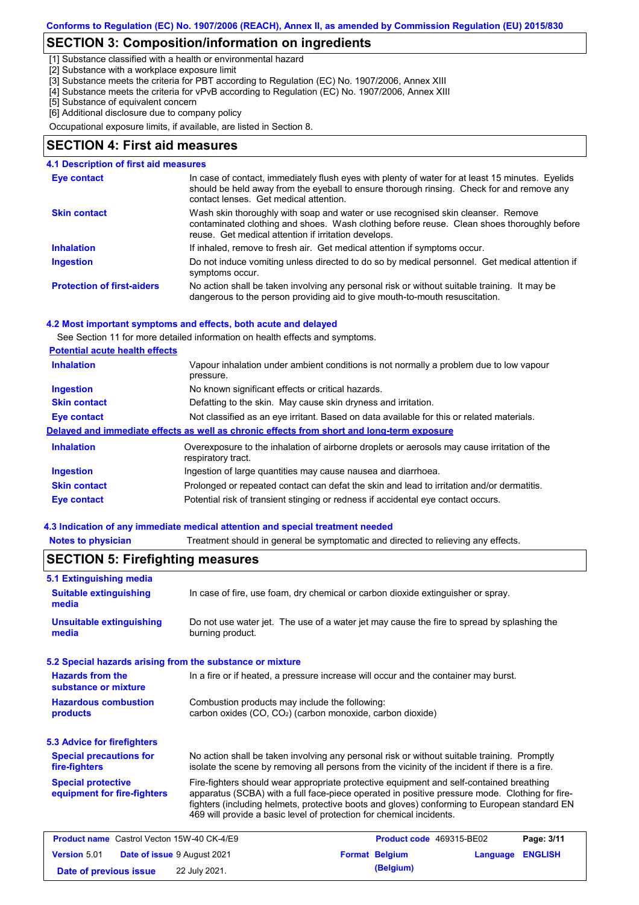## SECTION 3: Composition/information on ingredients

[1] Substance classified with a health or environmental hazard
[2] Substance with a workplace exposure limit
[3] Substance meets the criteria for PBT according to Regulation (EC) No. 1907/2006, Annex XIII
[4] Substance meets the criteria for vPvB according to Regulation (EC) No. 1907/2006, Annex XIII
[5] Substance of equivalent concern
[6] Additional disclosure due to company policy

Occupational exposure limits, if available, are listed in Section 8.

## SECTION 4: First aid measures

### 4.1 Description of first aid measures

**Eye contact**
In case of contact, immediately flush eyes with plenty of water for at least 15 minutes. Eyelids should be held away from the eyeball to ensure thorough rinsing. Check for and remove any contact lenses. Get medical attention.

**Skin contact**
Wash skin thoroughly with soap and water or use recognised skin cleanser. Remove contaminated clothing and shoes. Wash clothing before reuse. Clean shoes thoroughly before reuse. Get medical attention if irritation develops.

**Inhalation**
If inhaled, remove to fresh air. Get medical attention if symptoms occur.

**Ingestion**
Do not induce vomiting unless directed to do so by medical personnel. Get medical attention if symptoms occur.

**Protection of first-aiders**
No action shall be taken involving any personal risk or without suitable training. It may be dangerous to the person providing aid to give mouth-to-mouth resuscitation.

### 4.2 Most important symptoms and effects, both acute and delayed

See Section 11 for more detailed information on health effects and symptoms.

**Potential acute health effects**

**Inhalation**
Vapour inhalation under ambient conditions is not normally a problem due to low vapour pressure.

**Ingestion**
No known significant effects or critical hazards.

**Skin contact**
Defatting to the skin. May cause skin dryness and irritation.

**Eye contact**
Not classified as an eye irritant. Based on data available for this or related materials.

**Delayed and immediate effects as well as chronic effects from short and long-term exposure**

**Inhalation**
Overexposure to the inhalation of airborne droplets or aerosols may cause irritation of the respiratory tract.

**Ingestion**
Ingestion of large quantities may cause nausea and diarrhoea.

**Skin contact**
Prolonged or repeated contact can defat the skin and lead to irritation and/or dermatitis.

**Eye contact**
Potential risk of transient stinging or redness if accidental eye contact occurs.

### 4.3 Indication of any immediate medical attention and special treatment needed

**Notes to physician**
Treatment should in general be symptomatic and directed to relieving any effects.

## SECTION 5: Firefighting measures

### 5.1 Extinguishing media

**Suitable extinguishing media**
In case of fire, use foam, dry chemical or carbon dioxide extinguisher or spray.

**Unsuitable extinguishing media**
Do not use water jet. The use of a water jet may cause the fire to spread by splashing the burning product.

### 5.2 Special hazards arising from the substance or mixture

**Hazards from the substance or mixture**
In a fire or if heated, a pressure increase will occur and the container may burst.

**Hazardous combustion products**
Combustion products may include the following:
carbon oxides (CO, $CO_2$) (carbon monoxide, carbon dioxide)

### 5.3 Advice for firefighters

**Special precautions for fire-fighters**
No action shall be taken involving any personal risk or without suitable training. Promptly isolate the scene by removing all persons from the vicinity of the incident if there is a fire.

**Special protective equipment for fire-fighters**
Fire-fighters should wear appropriate protective equipment and self-contained breathing apparatus (SCBA) with a full face-piece operated in positive pressure mode. Clothing for fire-fighters (including helmets, protective boots and gloves) conforming to European standard EN 469 will provide a basic level of protection for chemical incidents.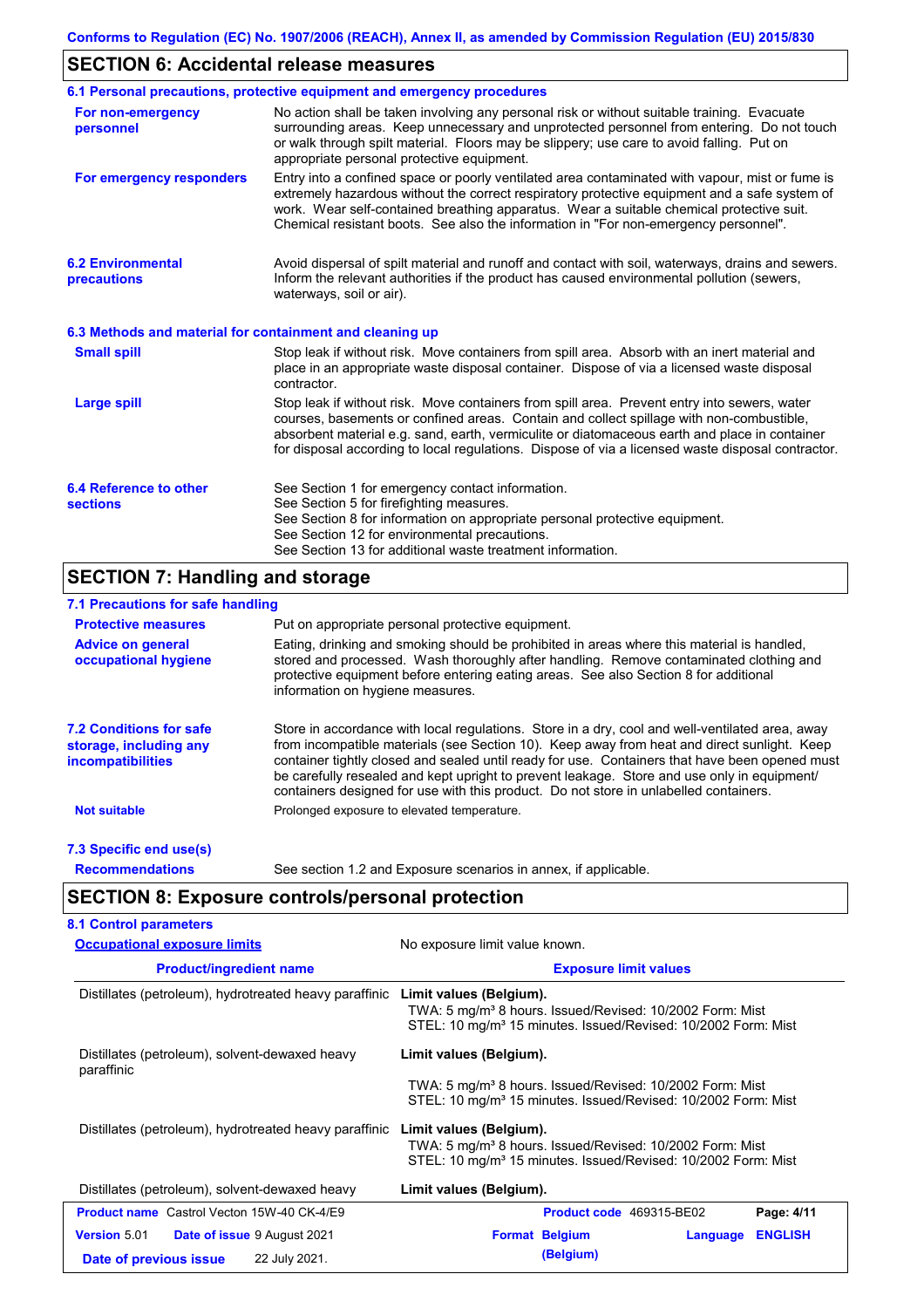## SECTION 6: Accidental release measures

### 6.1 Personal precautions, protective equipment and emergency procedures

**For non-emergency personnel**

No action shall be taken involving any personal risk or without suitable training. Evacuate surrounding areas. Keep unnecessary and unprotected personnel from entering. Do not touch or walk through spilt material. Floors may be slippery; use care to avoid falling. Put on appropriate personal protective equipment.

**For emergency responders**

Entry into a confined space or poorly ventilated area contaminated with vapour, mist or fume is extremely hazardous without the correct respiratory protective equipment and a safe system of work. Wear self-contained breathing apparatus. Wear a suitable chemical protective suit. Chemical resistant boots. See also the information in "For non-emergency personnel".

### 6.2 Environmental precautions

Avoid dispersal of spilt material and runoff and contact with soil, waterways, drains and sewers. Inform the relevant authorities if the product has caused environmental pollution (sewers, waterways, soil or air).

### 6.3 Methods and material for containment and cleaning up

**Small spill**

Stop leak if without risk. Move containers from spill area. Absorb with an inert material and place in an appropriate waste disposal container. Dispose of via a licensed waste disposal contractor.

**Large spill**

Stop leak if without risk. Move containers from spill area. Prevent entry into sewers, water courses, basements or confined areas. Contain and collect spillage with non-combustible, absorbent material e.g. sand, earth, vermiculite or diatomaceous earth and place in container for disposal according to local regulations. Dispose of via a licensed waste disposal contractor.

### 6.4 Reference to other sections

See Section 1 for emergency contact information.
See Section 5 for firefighting measures.
See Section 8 for information on appropriate personal protective equipment.
See Section 12 for environmental precautions.
See Section 13 for additional waste treatment information.

## SECTION 7: Handling and storage

### 7.1 Precautions for safe handling

**Protective measures**

Put on appropriate personal protective equipment.

**Advice on general occupational hygiene**

Eating, drinking and smoking should be prohibited in areas where this material is handled, stored and processed. Wash thoroughly after handling. Remove contaminated clothing and protective equipment before entering eating areas. See also Section 8 for additional information on hygiene measures.

### 7.2 Conditions for safe storage, including any incompatibilities

Store in accordance with local regulations. Store in a dry, cool and well-ventilated area, away from incompatible materials (see Section 10). Keep away from heat and direct sunlight. Keep container tightly closed and sealed until ready for use. Containers that have been opened must be carefully resealed and kept upright to prevent leakage. Store and use only in equipment/ containers designed for use with this product. Do not store in unlabelled containers.

**Not suitable**

Prolonged exposure to elevated temperature.

### 7.3 Specific end use(s)

**Recommendations**

See section 1.2 and Exposure scenarios in annex, if applicable.

## SECTION 8: Exposure controls/personal protection

### 8.1 Control parameters

**Occupational exposure limits**

No exposure limit value known.

| Product/ingredient name | Exposure limit values |
|---|---|
| Distillates (petroleum), hydrotreated heavy paraffinic | **Limit values (Belgium).**<br>TWA: 5 mg/m³ 8 hours. Issued/Revised: 10/2002 Form: Mist<br>STEL: 10 mg/m³ 15 minutes. Issued/Revised: 10/2002 Form: Mist |
| Distillates (petroleum), solvent-dewaxed heavy paraffinic | **Limit values (Belgium).**<br>TWA: 5 mg/m³ 8 hours. Issued/Revised: 10/2002 Form: Mist<br>STEL: 10 mg/m³ 15 minutes. Issued/Revised: 10/2002 Form: Mist |
| Distillates (petroleum), hydrotreated heavy paraffinic | **Limit values (Belgium).**<br>TWA: 5 mg/m³ 8 hours. Issued/Revised: 10/2002 Form: Mist<br>STEL: 10 mg/m³ 15 minutes. Issued/Revised: 10/2002 Form: Mist |
| Distillates (petroleum), solvent-dewaxed heavy | **Limit values (Belgium).** |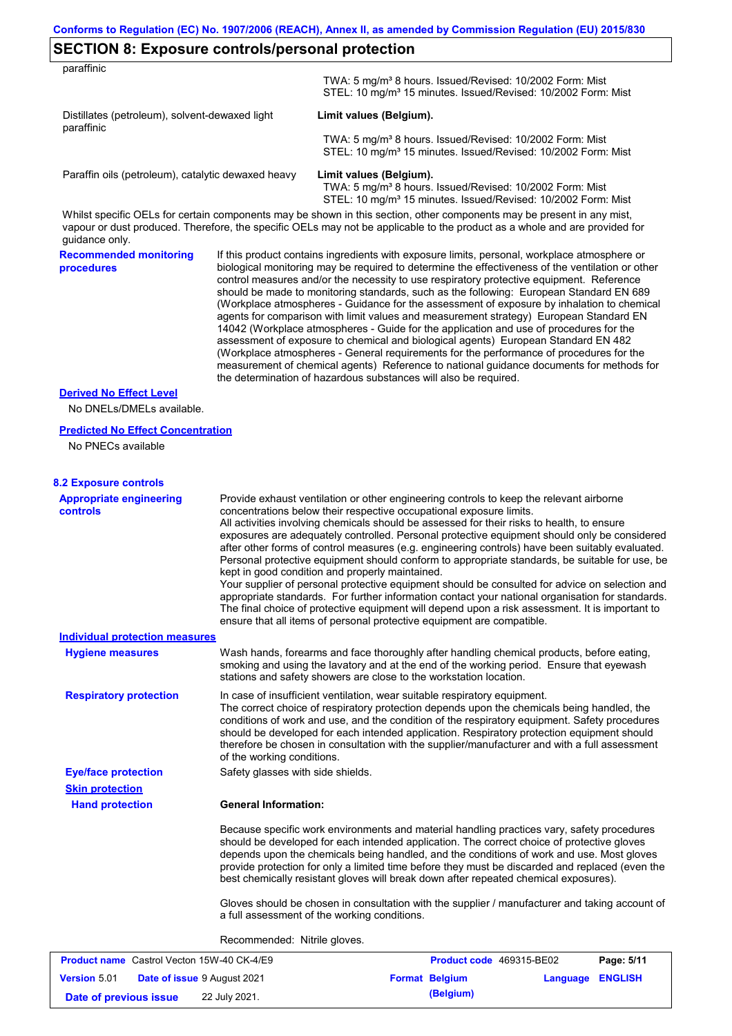## SECTION 8: Exposure controls/personal protection

| | |
|---|---|
| paraffinic | TWA: 5 mg/m³ 8 hours. Issued/Revised: 10/2002 Form: Mist<br>STEL: 10 mg/m³ 15 minutes. Issued/Revised: 10/2002 Form: Mist |
| Distillates (petroleum), solvent-dewaxed light paraffinic | **Limit values (Belgium).**<br>TWA: 5 mg/m³ 8 hours. Issued/Revised: 10/2002 Form: Mist<br>STEL: 10 mg/m³ 15 minutes. Issued/Revised: 10/2002 Form: Mist |
| Paraffin oils (petroleum), catalytic dewaxed heavy | **Limit values (Belgium).**<br>TWA: 5 mg/m³ 8 hours. Issued/Revised: 10/2002 Form: Mist<br>STEL: 10 mg/m³ 15 minutes. Issued/Revised: 10/2002 Form: Mist |

Whilst specific OELs for certain components may be shown in this section, other components may be present in any mist, vapour or dust produced. Therefore, the specific OELs may not be applicable to the product as a whole and are provided for guidance only.

**Recommended monitoring procedures**

If this product contains ingredients with exposure limits, personal, workplace atmosphere or biological monitoring may be required to determine the effectiveness of the ventilation or other control measures and/or the necessity to use respiratory protective equipment. Reference should be made to monitoring standards, such as the following: European Standard EN 689 (Workplace atmospheres - Guidance for the assessment of exposure by inhalation to chemical agents for comparison with limit values and measurement strategy) European Standard EN 14042 (Workplace atmospheres - Guide for the application and use of procedures for the assessment of exposure to chemical and biological agents) European Standard EN 482 (Workplace atmospheres - General requirements for the performance of procedures for the measurement of chemical agents) Reference to national guidance documents for methods for the determination of hazardous substances will also be required.

**Derived No Effect Level**

No DNELs/DMELs available.

**Predicted No Effect Concentration**

No PNECs available

### 8.2 Exposure controls

**Appropriate engineering controls**

Provide exhaust ventilation or other engineering controls to keep the relevant airborne concentrations below their respective occupational exposure limits.
All activities involving chemicals should be assessed for their risks to health, to ensure exposures are adequately controlled. Personal protective equipment should only be considered after other forms of control measures (e.g. engineering controls) have been suitably evaluated. Personal protective equipment should conform to appropriate standards, be suitable for use, be kept in good condition and properly maintained.
Your supplier of personal protective equipment should be consulted for advice on selection and appropriate standards. For further information contact your national organisation for standards.
The final choice of protective equipment will depend upon a risk assessment. It is important to ensure that all items of personal protective equipment are compatible.

**Individual protection measures**

**Hygiene measures**

Wash hands, forearms and face thoroughly after handling chemical products, before eating, smoking and using the lavatory and at the end of the working period. Ensure that eyewash stations and safety showers are close to the workstation location.

**Respiratory protection**

In case of insufficient ventilation, wear suitable respiratory equipment.
The correct choice of respiratory protection depends upon the chemicals being handled, the conditions of work and use, and the condition of the respiratory equipment. Safety procedures should be developed for each intended application. Respiratory protection equipment should therefore be chosen in consultation with the supplier/manufacturer and with a full assessment of the working conditions.

**Eye/face protection**

Safety glasses with side shields.

**Skin protection**

**Hand protection**

**General Information:**

Because specific work environments and material handling practices vary, safety procedures should be developed for each intended application. The correct choice of protective gloves depends upon the chemicals being handled, and the conditions of work and use. Most gloves provide protection for only a limited time before they must be discarded and replaced (even the best chemically resistant gloves will break down after repeated chemical exposures).

Gloves should be chosen in consultation with the supplier / manufacturer and taking account of a full assessment of the working conditions.

Recommended: Nitrile gloves.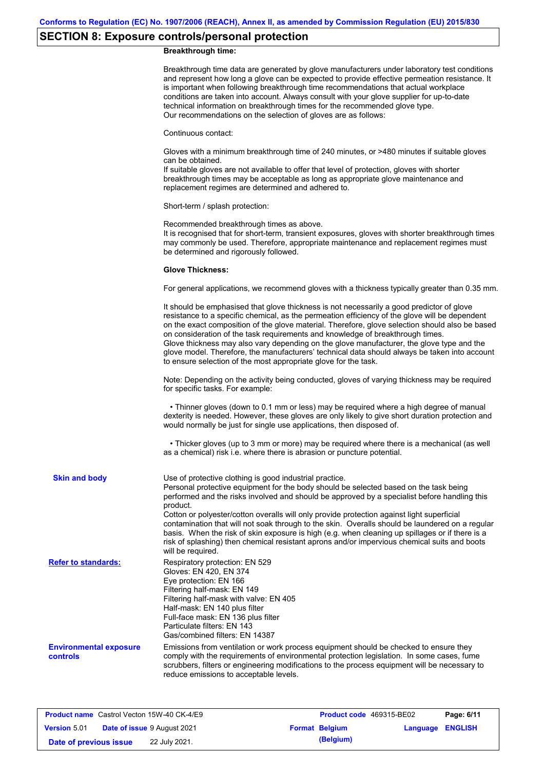## SECTION 8: Exposure controls/personal protection

**Breakthrough time:**

Breakthrough time data are generated by glove manufacturers under laboratory test conditions and represent how long a glove can be expected to provide effective permeation resistance. It is important when following breakthrough time recommendations that actual workplace conditions are taken into account. Always consult with your glove supplier for up-to-date technical information on breakthrough times for the recommended glove type.
Our recommendations on the selection of gloves are as follows:

Continuous contact:

Gloves with a minimum breakthrough time of 240 minutes, or >480 minutes if suitable gloves can be obtained.
If suitable gloves are not available to offer that level of protection, gloves with shorter breakthrough times may be acceptable as long as appropriate glove maintenance and replacement regimes are determined and adhered to.

Short-term / splash protection:

Recommended breakthrough times as above.
It is recognised that for short-term, transient exposures, gloves with shorter breakthrough times may commonly be used. Therefore, appropriate maintenance and replacement regimes must be determined and rigorously followed.

**Glove Thickness:**

For general applications, we recommend gloves with a thickness typically greater than 0.35 mm.

It should be emphasised that glove thickness is not necessarily a good predictor of glove resistance to a specific chemical, as the permeation efficiency of the glove will be dependent on the exact composition of the glove material. Therefore, glove selection should also be based on consideration of the task requirements and knowledge of breakthrough times.
Glove thickness may also vary depending on the glove manufacturer, the glove type and the glove model. Therefore, the manufacturers' technical data should always be taken into account to ensure selection of the most appropriate glove for the task.

Note: Depending on the activity being conducted, gloves of varying thickness may be required for specific tasks. For example:

- Thinner gloves (down to 0.1 mm or less) may be required where a high degree of manual dexterity is needed. However, these gloves are only likely to give short duration protection and would normally be just for single use applications, then disposed of.

- Thicker gloves (up to 3 mm or more) may be required where there is a mechanical (as well as a chemical) risk i.e. where there is abrasion or puncture potential.

**Skin and body**

Use of protective clothing is good industrial practice.
Personal protective equipment for the body should be selected based on the task being performed and the risks involved and should be approved by a specialist before handling this product.
Cotton or polyester/cotton overalls will only provide protection against light superficial contamination that will not soak through to the skin. Overalls should be laundered on a regular basis. When the risk of skin exposure is high (e.g. when cleaning up spillages or if there is a risk of splashing) then chemical resistant aprons and/or impervious chemical suits and boots will be required.

**Refer to standards:**

Respiratory protection: EN 529
Gloves: EN 420, EN 374
Eye protection: EN 166
Filtering half-mask: EN 149
Filtering half-mask with valve: EN 405
Half-mask: EN 140 plus filter
Full-face mask: EN 136 plus filter
Particulate filters: EN 143
Gas/combined filters: EN 14387

**Environmental exposure controls**

Emissions from ventilation or work process equipment should be checked to ensure they comply with the requirements of environmental protection legislation. In some cases, fume scrubbers, filters or engineering modifications to the process equipment will be necessary to reduce emissions to acceptable levels.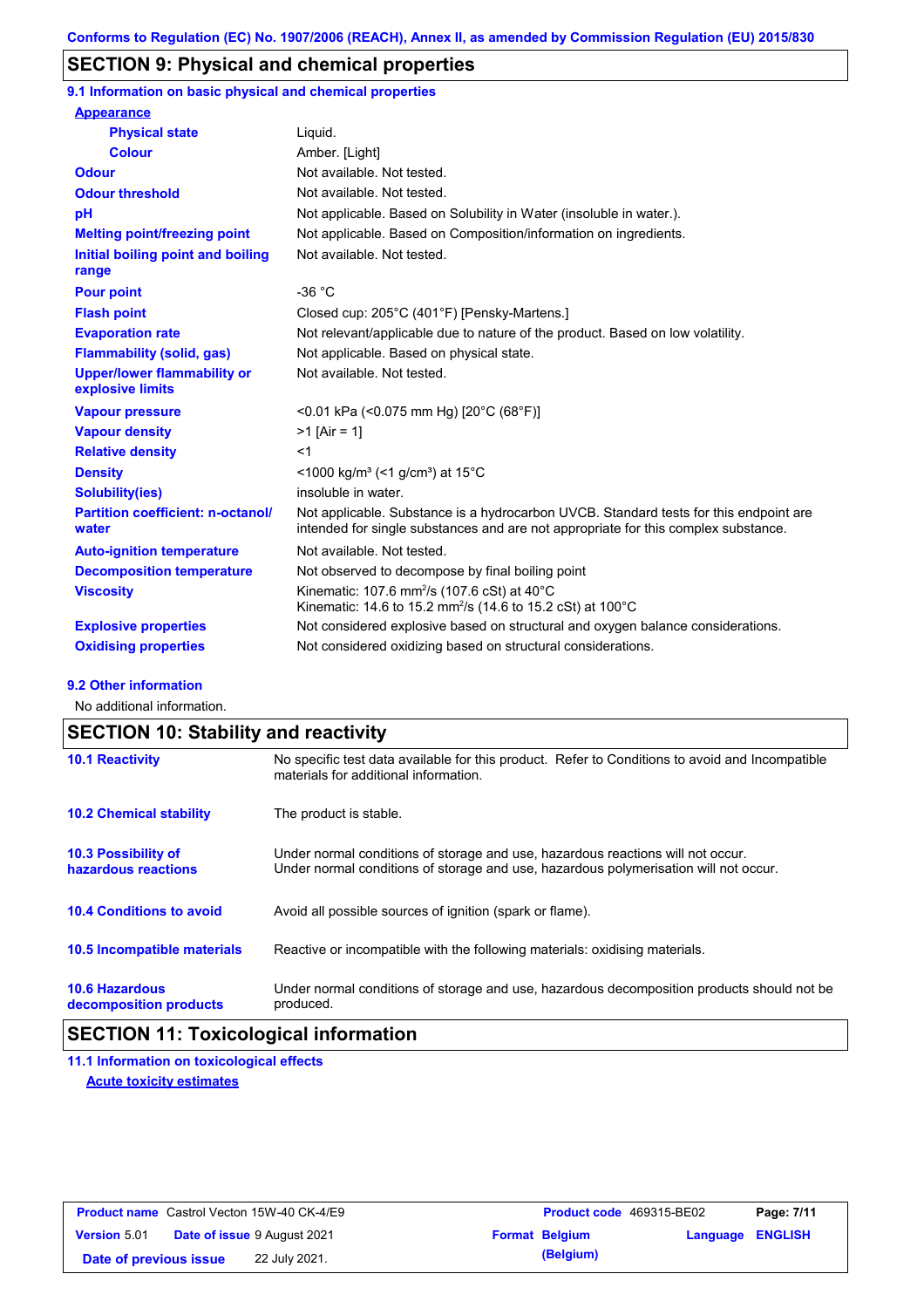## SECTION 9: Physical and chemical properties

### 9.1 Information on basic physical and chemical properties

**Appearance**

| | |
|---|---|
| **Physical state** | Liquid. |
| **Colour** | Amber. [Light] |
| **Odour** | Not available. Not tested. |
| **Odour threshold** | Not available. Not tested. |
| **pH** | Not applicable. Based on Solubility in Water (insoluble in water.). |
| **Melting point/freezing point** | Not applicable. Based on Composition/information on ingredients. |
| **Initial boiling point and boiling range** | Not available. Not tested. |
| **Pour point** | -36 °C |
| **Flash point** | Closed cup: 205°C (401°F) [Pensky-Martens.] |
| **Evaporation rate** | Not relevant/applicable due to nature of the product. Based on low volatility. |
| **Flammability (solid, gas)** | Not applicable. Based on physical state. |
| **Upper/lower flammability or explosive limits** | Not available. Not tested. |
| **Vapour pressure** | <0.01 kPa (<0.075 mm Hg) [20°C (68°F)] |
| **Vapour density** | >1 [Air = 1] |
| **Relative density** | <1 |
| **Density** | <1000 kg/m³ (<1 g/cm³) at 15°C |
| **Solubility(ies)** | insoluble in water. |
| **Partition coefficient: n-octanol/ water** | Not applicable. Substance is a hydrocarbon UVCB. Standard tests for this endpoint are intended for single substances and are not appropriate for this complex substance. |
| **Auto-ignition temperature** | Not available. Not tested. |
| **Decomposition temperature** | Not observed to decompose by final boiling point |
| **Viscosity** | Kinematic: 107.6 $mm^2/s$ (107.6 cSt) at 40°C<br>Kinematic: 14.6 to 15.2 $mm^2/s$ (14.6 to 15.2 cSt) at 100°C |
| **Explosive properties** | Not considered explosive based on structural and oxygen balance considerations. |
| **Oxidising properties** | Not considered oxidizing based on structural considerations. |

### 9.2 Other information

No additional information.

## SECTION 10: Stability and reactivity

| | |
|---|---|
| **10.1 Reactivity** | No specific test data available for this product. Refer to Conditions to avoid and Incompatible materials for additional information. |
| **10.2 Chemical stability** | The product is stable. |
| **10.3 Possibility of hazardous reactions** | Under normal conditions of storage and use, hazardous reactions will not occur.<br>Under normal conditions of storage and use, hazardous polymerisation will not occur. |
| **10.4 Conditions to avoid** | Avoid all possible sources of ignition (spark or flame). |
| **10.5 Incompatible materials** | Reactive or incompatible with the following materials: oxidising materials. |
| **10.6 Hazardous decomposition products** | Under normal conditions of storage and use, hazardous decomposition products should not be produced. |

## SECTION 11: Toxicological information

### 11.1 Information on toxicological effects

**Acute toxicity estimates**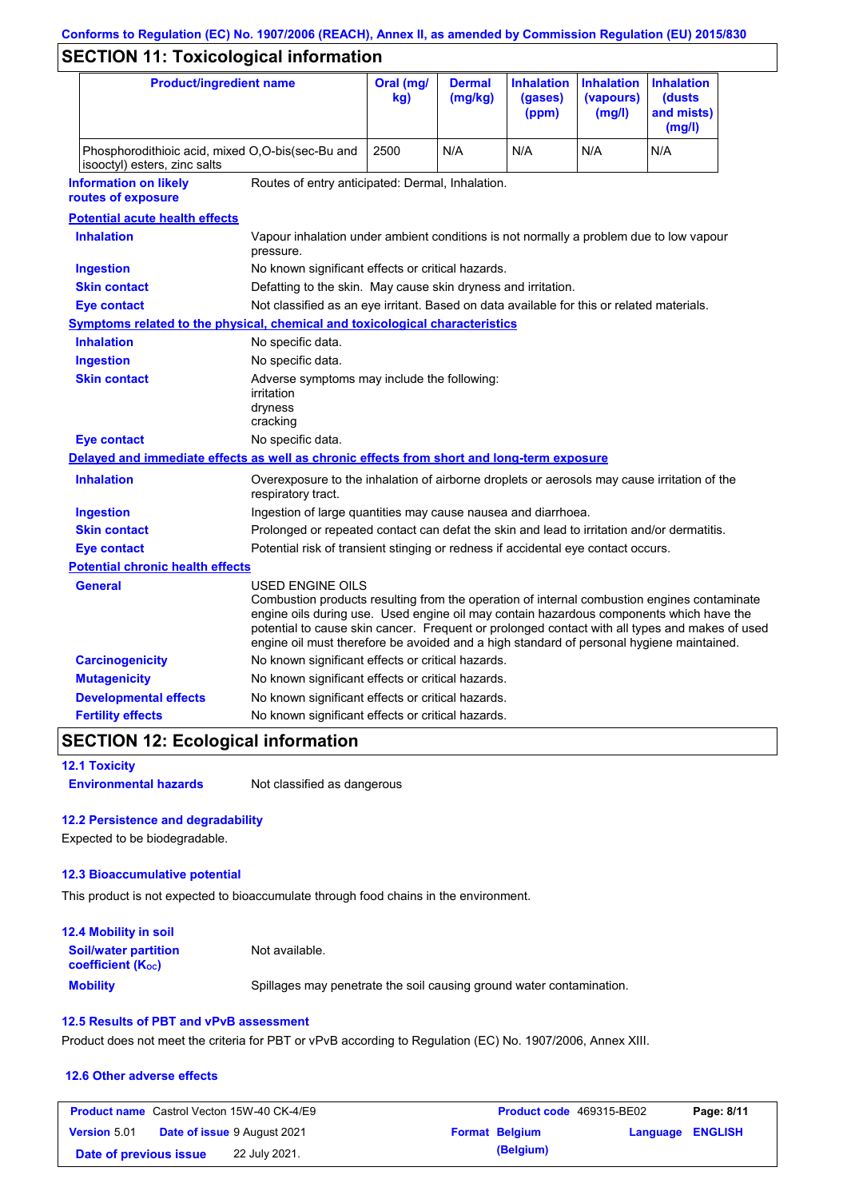Conforms to Regulation (EC) No. 1907/2006 (REACH), Annex II, as amended by Commission Regulation (EU) 2015/830

## SECTION 11: Toxicological information

| Product/ingredient name | Oral (mg/kg) | Dermal (mg/kg) | Inhalation (gases) (ppm) | Inhalation (vapours) (mg/l) | Inhalation (dusts and mists) (mg/l) |
|---|---|---|---|---|---|
| Phosphorodithioic acid, mixed O,O-bis(sec-Bu and isooctyl) esters, zinc salts | 2500 | N/A | N/A | N/A | N/A |

**Information on likely routes of exposure**: Routes of entry anticipated: Dermal, Inhalation.

**Potential acute health effects**

**Inhalation**: Vapour inhalation under ambient conditions is not normally a problem due to low vapour pressure.

**Ingestion**: No known significant effects or critical hazards.

**Skin contact**: Defatting to the skin. May cause skin dryness and irritation.

**Eye contact**: Not classified as an eye irritant. Based on data available for this or related materials.

**Symptoms related to the physical, chemical and toxicological characteristics**

**Inhalation**: No specific data.

**Ingestion**: No specific data.

**Skin contact**: Adverse symptoms may include the following:
irritation
dryness
cracking

**Eye contact**: No specific data.

**Delayed and immediate effects as well as chronic effects from short and long-term exposure**

**Inhalation**: Overexposure to the inhalation of airborne droplets or aerosols may cause irritation of the respiratory tract.

**Ingestion**: Ingestion of large quantities may cause nausea and diarrhoea.

**Skin contact**: Prolonged or repeated contact can defat the skin and lead to irritation and/or dermatitis.

**Eye contact**: Potential risk of transient stinging or redness if accidental eye contact occurs.

**Potential chronic health effects**

**General**: USED ENGINE OILS
Combustion products resulting from the operation of internal combustion engines contaminate engine oils during use. Used engine oil may contain hazardous components which have the potential to cause skin cancer. Frequent or prolonged contact with all types and makes of used engine oil must therefore be avoided and a high standard of personal hygiene maintained.

**Carcinogenicity**: No known significant effects or critical hazards.

**Mutagenicity**: No known significant effects or critical hazards.

**Developmental effects**: No known significant effects or critical hazards.

**Fertility effects**: No known significant effects or critical hazards.

## SECTION 12: Ecological information

### 12.1 Toxicity

**Environmental hazards**: Not classified as dangerous

### 12.2 Persistence and degradability

Expected to be biodegradable.

### 12.3 Bioaccumulative potential

This product is not expected to bioaccumulate through food chains in the environment.

### 12.4 Mobility in soil

**Soil/water partition coefficient ($K_{OC}$)**: Not available.

**Mobility**: Spillages may penetrate the soil causing ground water contamination.

### 12.5 Results of PBT and vPvB assessment

Product does not meet the criteria for PBT or vPvB according to Regulation (EC) No. 1907/2006, Annex XIII.

### 12.6 Other adverse effects

| Product name | Castrol Vecton 15W-40 CK-4/E9 | Product code | 469315-BE02 | Page: 8/11 |
|---|---|---|---|---|
| Version 5.01 | Date of issue 9 August 2021 | Format Belgium (Belgium) | Language ENGLISH | |
| Date of previous issue | 22 July 2021. | | | |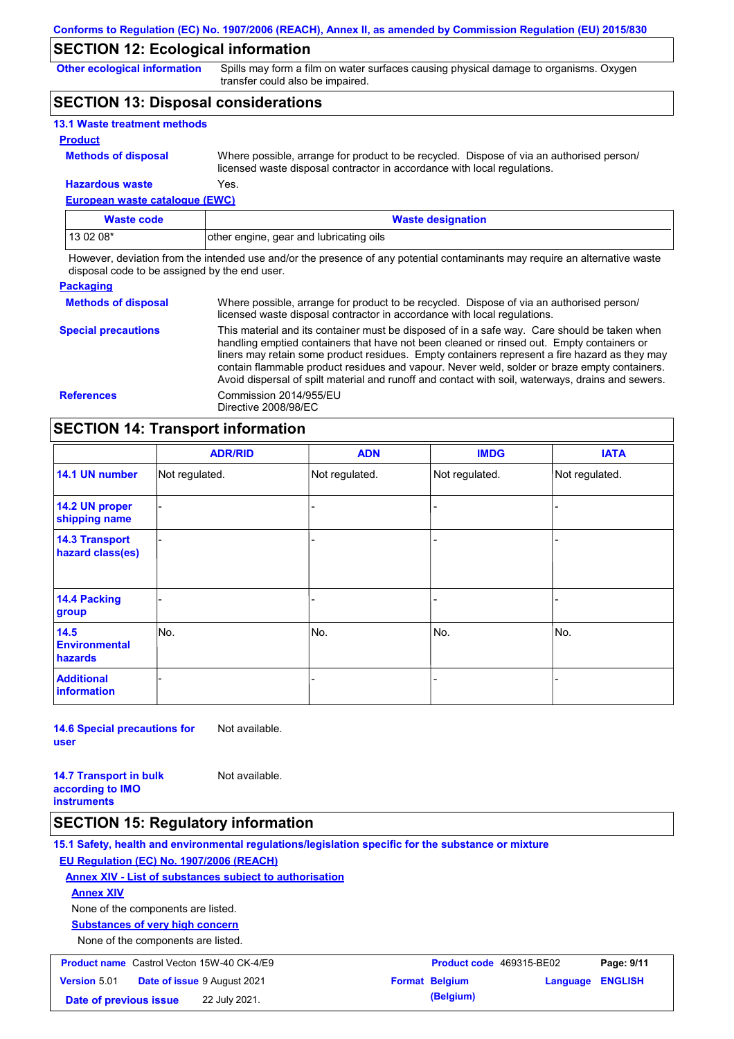Conforms to Regulation (EC) No. 1907/2006 (REACH), Annex II, as amended by Commission Regulation (EU) 2015/830

## SECTION 12: Ecological information

**Other ecological information**: Spills may form a film on water surfaces causing physical damage to organisms. Oxygen transfer could also be impaired.

## SECTION 13: Disposal considerations

### 13.1 Waste treatment methods

**Product**

**Methods of disposal**: Where possible, arrange for product to be recycled. Dispose of via an authorised person/ licensed waste disposal contractor in accordance with local regulations.

**Hazardous waste**: Yes.

**European waste catalogue (EWC)**

| Waste code | Waste designation |
|---|---|
| 13 02 08* | other engine, gear and lubricating oils |

However, deviation from the intended use and/or the presence of any potential contaminants may require an alternative waste disposal code to be assigned by the end user.

**Packaging**

**Methods of disposal**: Where possible, arrange for product to be recycled. Dispose of via an authorised person/ licensed waste disposal contractor in accordance with local regulations.

**Special precautions**: This material and its container must be disposed of in a safe way. Care should be taken when handling emptied containers that have not been cleaned or rinsed out. Empty containers or liners may retain some product residues. Empty containers represent a fire hazard as they may contain flammable product residues and vapour. Never weld, solder or braze empty containers. Avoid dispersal of spilt material and runoff and contact with soil, waterways, drains and sewers.

**References**: Commission 2014/955/EU
Directive 2008/98/EC

## SECTION 14: Transport information

| | ADR/RID | ADN | IMDG | IATA |
|---|---|---|---|---|
| 14.1 UN number | Not regulated. | Not regulated. | Not regulated. | Not regulated. |
| 14.2 UN proper shipping name | - | - | - | - |
| 14.3 Transport hazard class(es) | - | - | - | - |
| 14.4 Packing group | - | - | - | - |
| 14.5 Environmental hazards | No. | No. | No. | No. |
| Additional information | - | - | - | - |

**14.6 Special precautions for user**: Not available.

**14.7 Transport in bulk according to IMO instruments**: Not available.

## SECTION 15: Regulatory information

### 15.1 Safety, health and environmental regulations/legislation specific for the substance or mixture

**EU Regulation (EC) No. 1907/2006 (REACH)**

**Annex XIV - List of substances subject to authorisation**

**Annex XIV**

None of the components are listed.

**Substances of very high concern**

None of the components are listed.

| Product name | Castrol Vecton 15W-40 CK-4/E9 | Product code | 469315-BE02 | Page: 9/11 |
|---|---|---|---|---|
| Version | 5.01 Date of issue 9 August 2021 | Format | Belgium (Belgium) | Language ENGLISH |
| Date of previous issue | 22 July 2021. | | | |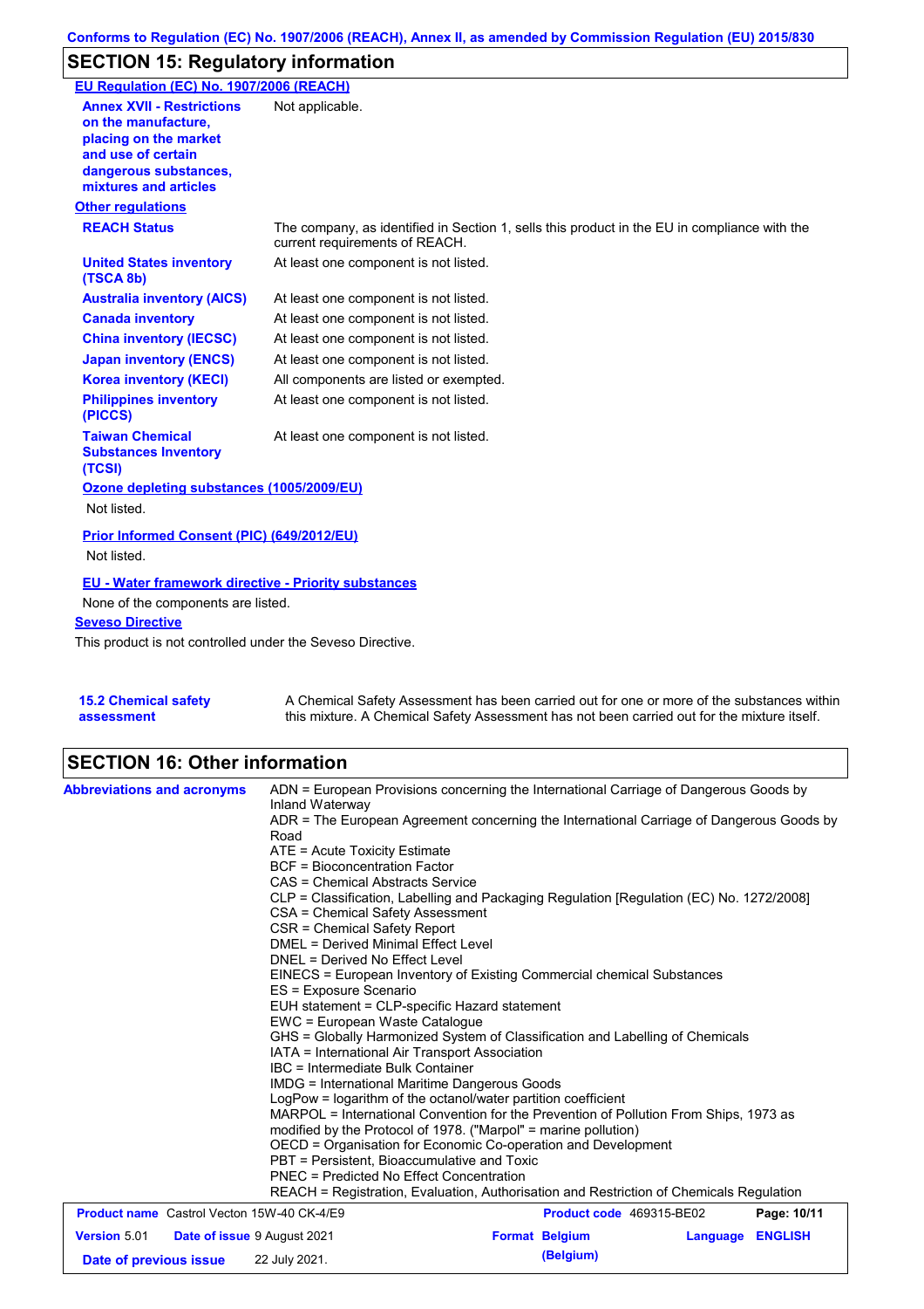## SECTION 15: Regulatory information

### EU Regulation (EC) No. 1907/2006 (REACH)

| | |
|---|---|
| **Annex XVII - Restrictions on the manufacture, placing on the market and use of certain dangerous substances, mixtures and articles** | Not applicable. |

### Other regulations

| | |
|---|---|
| **REACH Status** | The company, as identified in Section 1, sells this product in the EU in compliance with the current requirements of REACH. |
| **United States inventory (TSCA 8b)** | At least one component is not listed. |
| **Australia inventory (AICS)** | At least one component is not listed. |
| **Canada inventory** | At least one component is not listed. |
| **China inventory (IECSC)** | At least one component is not listed. |
| **Japan inventory (ENCS)** | At least one component is not listed. |
| **Korea inventory (KECI)** | All components are listed or exempted. |
| **Philippines inventory (PICCS)** | At least one component is not listed. |
| **Taiwan Chemical Substances Inventory (TCSI)** | At least one component is not listed. |

**Ozone depleting substances (1005/2009/EU)**

Not listed.

**Prior Informed Consent (PIC) (649/2012/EU)**

Not listed.

**EU - Water framework directive - Priority substances**

None of the components are listed.

**Seveso Directive**

This product is not controlled under the Seveso Directive.

| | |
|---|---|
| **15.2 Chemical safety assessment** | A Chemical Safety Assessment has been carried out for one or more of the substances within this mixture. A Chemical Safety Assessment has not been carried out for the mixture itself. |

## SECTION 16: Other information

**Abbreviations and acronyms**

ADN = European Provisions concerning the International Carriage of Dangerous Goods by Inland Waterway
ADR = The European Agreement concerning the International Carriage of Dangerous Goods by Road
ATE = Acute Toxicity Estimate
BCF = Bioconcentration Factor
CAS = Chemical Abstracts Service
CLP = Classification, Labelling and Packaging Regulation [Regulation (EC) No. 1272/2008]
CSA = Chemical Safety Assessment
CSR = Chemical Safety Report
DMEL = Derived Minimal Effect Level
DNEL = Derived No Effect Level
EINECS = European Inventory of Existing Commercial chemical Substances
ES = Exposure Scenario
EUH statement = CLP-specific Hazard statement
EWC = European Waste Catalogue
GHS = Globally Harmonized System of Classification and Labelling of Chemicals
IATA = International Air Transport Association
IBC = Intermediate Bulk Container
IMDG = International Maritime Dangerous Goods
LogPow = logarithm of the octanol/water partition coefficient
MARPOL = International Convention for the Prevention of Pollution From Ships, 1973 as modified by the Protocol of 1978. ("Marpol" = marine pollution)
OECD = Organisation for Economic Co-operation and Development
PBT = Persistent, Bioaccumulative and Toxic
PNEC = Predicted No Effect Concentration
REACH = Registration, Evaluation, Authorisation and Restriction of Chemicals Regulation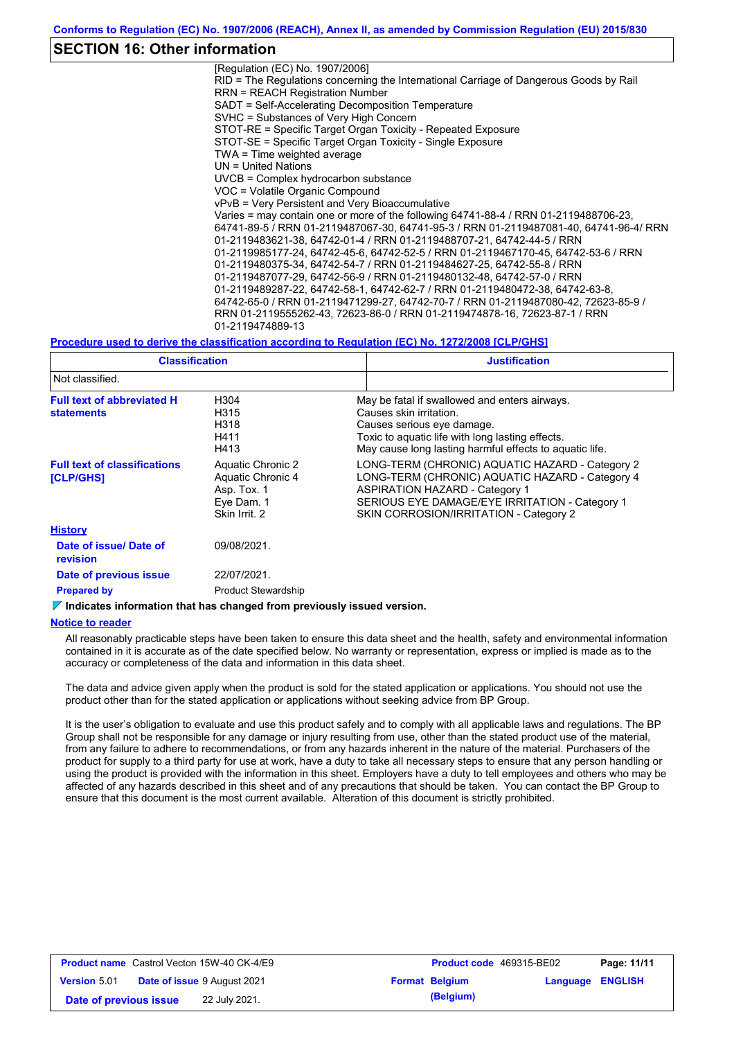## SECTION 16: Other information

[Regulation (EC) No. 1907/2006]
RID = The Regulations concerning the International Carriage of Dangerous Goods by Rail
RRN = REACH Registration Number
SADT = Self-Accelerating Decomposition Temperature
SVHC = Substances of Very High Concern
STOT-RE = Specific Target Organ Toxicity - Repeated Exposure
STOT-SE = Specific Target Organ Toxicity - Single Exposure
TWA = Time weighted average
UN = United Nations
UVCB = Complex hydrocarbon substance
VOC = Volatile Organic Compound
vPvB = Very Persistent and Very Bioaccumulative
Varies = may contain one or more of the following 64741-88-4 / RRN 01-2119488706-23, 64741-89-5 / RRN 01-2119487067-30, 64741-95-3 / RRN 01-2119487081-40, 64741-96-4/ RRN 01-2119483621-38, 64742-01-4 / RRN 01-2119488707-21, 64742-44-5 / RRN 01-2119985177-24, 64742-45-6, 64742-52-5 / RRN 01-2119467170-45, 64742-53-6 / RRN 01-2119480375-34, 64742-54-7 / RRN 01-2119484627-25, 64742-55-8 / RRN 01-2119487077-29, 64742-56-9 / RRN 01-2119480132-48, 64742-57-0 / RRN 01-2119489287-22, 64742-58-1, 64742-62-7 / RRN 01-2119480472-38, 64742-63-8, 64742-65-0 / RRN 01-2119471299-27, 64742-70-7 / RRN 01-2119487080-42, 72623-85-9 / RRN 01-2119555262-43, 72623-86-0 / RRN 01-2119474878-16, 72623-87-1 / RRN 01-2119474889-13

**Procedure used to derive the classification according to Regulation (EC) No. 1272/2008 [CLP/GHS]**

| Classification | Justification |
|---|---|
| Not classified. | |

**Full text of abbreviated H statements**

| | | |
|---|---|---|
| H304 | May be fatal if swallowed and enters airways. |
| H315 | Causes skin irritation. |
| H318 | Causes serious eye damage. |
| H411 | Toxic to aquatic life with long lasting effects. |
| H413 | May cause long lasting harmful effects to aquatic life. |

**Full text of classifications [CLP/GHS]**

| | |
|---|---|
| Aquatic Chronic 2 | LONG-TERM (CHRONIC) AQUATIC HAZARD - Category 2 |
| Aquatic Chronic 4 | LONG-TERM (CHRONIC) AQUATIC HAZARD - Category 4 |
| Asp. Tox. 1 | ASPIRATION HAZARD - Category 1 |
| Eye Dam. 1 | SERIOUS EYE DAMAGE/EYE IRRITATION - Category 1 |
| Skin Irrit. 2 | SKIN CORROSION/IRRITATION - Category 2 |

**History**

**Date of issue/ Date of revision**: 09/08/2021.

**Date of previous issue**: 22/07/2021.

**Prepared by**: Product Stewardship

**Indicates information that has changed from previously issued version.**

**Notice to reader**

All reasonably practicable steps have been taken to ensure this data sheet and the health, safety and environmental information contained in it is accurate as of the date specified below. No warranty or representation, express or implied is made as to the accuracy or completeness of the data and information in this data sheet.

The data and advice given apply when the product is sold for the stated application or applications. You should not use the product other than for the stated application or applications without seeking advice from BP Group.

It is the user's obligation to evaluate and use this product safely and to comply with all applicable laws and regulations. The BP Group shall not be responsible for any damage or injury resulting from use, other than the stated product use of the material, from any failure to adhere to recommendations, or from any hazards inherent in the nature of the material. Purchasers of the product for supply to a third party for use at work, have a duty to take all necessary steps to ensure that any person handling or using the product is provided with the information in this sheet. Employers have a duty to tell employees and others who may be affected of any hazards described in this sheet and of any precautions that should be taken. You can contact the BP Group to ensure that this document is the most current available. Alteration of this document is strictly prohibited.